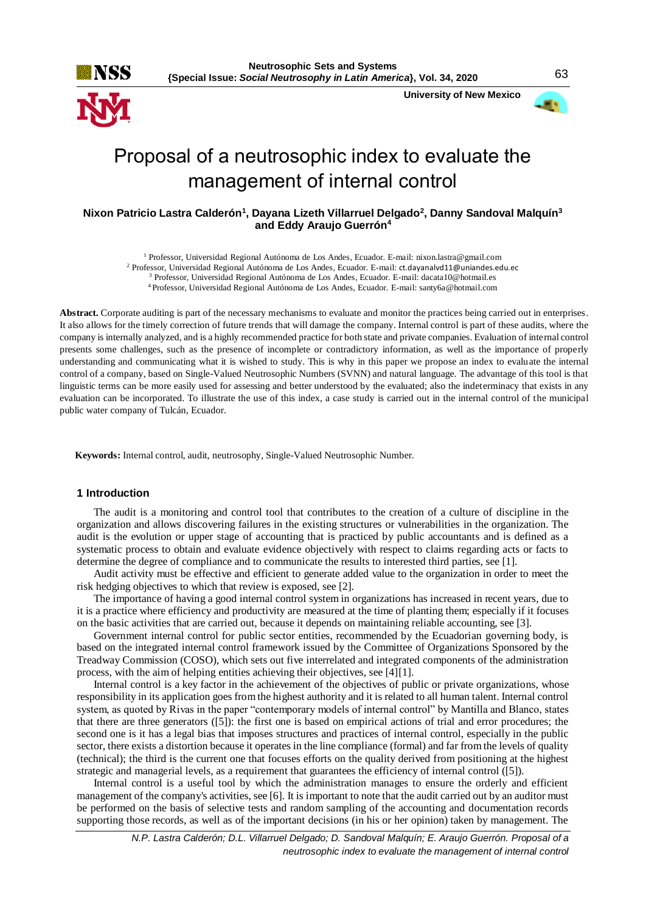# Proposal of a neutrosophic index to evaluate the management of internal control

**Nixon Patricio Lastra Calderón[1], Dayana Lizeth Villarruel Delgado[2], Danny Sandoval Malquín[3] and Eddy Araujo Guerrón[4]**

[1] Professor, Universidad Regional Autónoma de Los Andes, Ecuador. E-mail: nixon.lastra@gmail.com
[2] Professor, Universidad Regional Autónoma de Los Andes, Ecuador. E-mail: ct.dayanalvd11@uniandes.edu.ec
[3] Professor, Universidad Regional Autónoma de Los Andes, Ecuador. E-mail: dacata10@hotmail.es
[4] Professor, Universidad Regional Autónoma de Los Andes, Ecuador. E-mail: santy6a@hotmail.com

**Abstract.** Corporate auditing is part of the necessary mechanisms to evaluate and monitor the practices being carried out in enterprises. It also allows for the timely correction of future trends that will damage the company. Internal control is part of these audits, where the company is internally analyzed, and is a highly recommended practice for both state and private companies. Evaluation of internal control presents some challenges, such as the presence of incomplete or contradictory information, as well as the importance of properly understanding and communicating what it is wished to study. This is why in this paper we propose an index to evaluate the internal control of a company, based on Single-Valued Neutrosophic Numbers (SVNN) and natural language. The advantage of this tool is that linguistic terms can be more easily used for assessing and better understood by the evaluated; also the indeterminacy that exists in any evaluation can be incorporated. To illustrate the use of this index, a case study is carried out in the internal control of the municipal public water company of Tulcán, Ecuador.

**Keywords:** Internal control, audit, neutrosophy, Single-Valued Neutrosophic Number.

## 1 Introduction

The audit is a monitoring and control tool that contributes to the creation of a culture of discipline in the organization and allows discovering failures in the existing structures or vulnerabilities in the organization. The audit is the evolution or upper stage of accounting that is practiced by public accountants and is defined as a systematic process to obtain and evaluate evidence objectively with respect to claims regarding acts or facts to determine the degree of compliance and to communicate the results to interested third parties, see [1].

Audit activity must be effective and efficient to generate added value to the organization in order to meet the risk hedging objectives to which that review is exposed, see [2].

The importance of having a good internal control system in organizations has increased in recent years, due to it is a practice where efficiency and productivity are measured at the time of planting them; especially if it focuses on the basic activities that are carried out, because it depends on maintaining reliable accounting, see [3].

Government internal control for public sector entities, recommended by the Ecuadorian governing body, is based on the integrated internal control framework issued by the Committee of Organizations Sponsored by the Treadway Commission (COSO), which sets out five interrelated and integrated components of the administration process, with the aim of helping entities achieving their objectives, see [4][1].

Internal control is a key factor in the achievement of the objectives of public or private organizations, whose responsibility in its application goes from the highest authority and it is related to all human talent. Internal control system, as quoted by Rivas in the paper "contemporary models of internal control" by Mantilla and Blanco, states that there are three generators ([5]): the first one is based on empirical actions of trial and error procedures; the second one is it has a legal bias that imposes structures and practices of internal control, especially in the public sector, there exists a distortion because it operates in the line compliance (formal) and far from the levels of quality (technical); the third is the current one that focuses efforts on the quality derived from positioning at the highest strategic and managerial levels, as a requirement that guarantees the efficiency of internal control ([5]).

Internal control is a useful tool by which the administration manages to ensure the orderly and efficient management of the company's activities, see [6]. It is important to note that the audit carried out by an auditor must be performed on the basis of selective tests and random sampling of the accounting and documentation records supporting those records, as well as of the important decisions (in his or her opinion) taken by management. The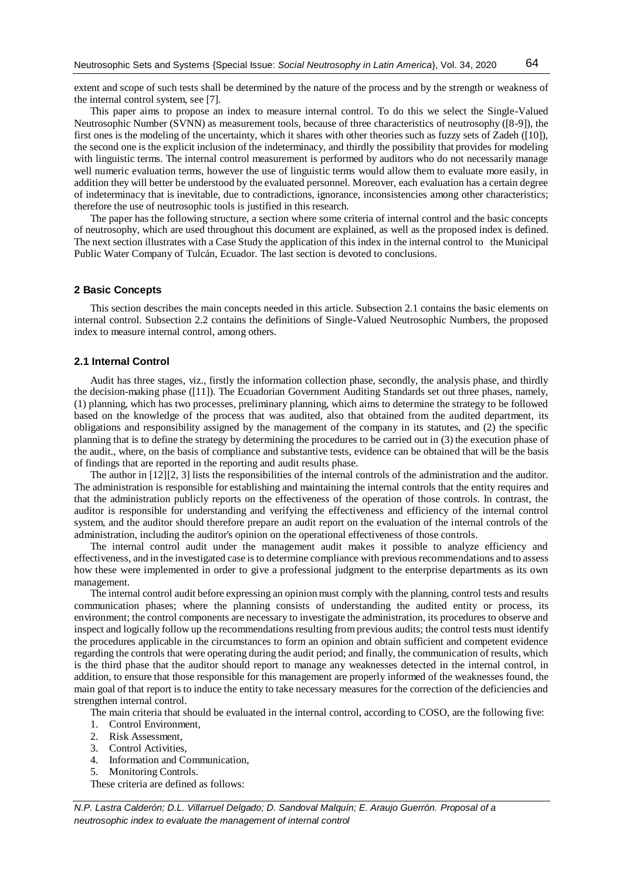extent and scope of such tests shall be determined by the nature of the process and by the strength or weakness of the internal control system, see [7].

This paper aims to propose an index to measure internal control. To do this we select the Single-Valued Neutrosophic Number (SVNN) as measurement tools, because of three characteristics of neutrosophy ([8-9]), the first ones is the modeling of the uncertainty, which it shares with other theories such as fuzzy sets of Zadeh ([10]), the second one is the explicit inclusion of the indeterminacy, and thirdly the possibility that provides for modeling with linguistic terms. The internal control measurement is performed by auditors who do not necessarily manage well numeric evaluation terms, however the use of linguistic terms would allow them to evaluate more easily, in addition they will better be understood by the evaluated personnel. Moreover, each evaluation has a certain degree of indeterminacy that is inevitable, due to contradictions, ignorance, inconsistencies among other characteristics; therefore the use of neutrosophic tools is justified in this research.

The paper has the following structure, a section where some criteria of internal control and the basic concepts of neutrosophy, which are used throughout this document are explained, as well as the proposed index is defined. The next section illustrates with a Case Study the application of this index in the internal control to the Municipal Public Water Company of Tulcán, Ecuador. The last section is devoted to conclusions.

## 2 Basic Concepts

This section describes the main concepts needed in this article. Subsection 2.1 contains the basic elements on internal control. Subsection 2.2 contains the definitions of Single-Valued Neutrosophic Numbers, the proposed index to measure internal control, among others.

### 2.1 Internal Control

Audit has three stages, viz., firstly the information collection phase, secondly, the analysis phase, and thirdly the decision-making phase ([11]). The Ecuadorian Government Auditing Standards set out three phases, namely, (1) planning, which has two processes, preliminary planning, which aims to determine the strategy to be followed based on the knowledge of the process that was audited, also that obtained from the audited department, its obligations and responsibility assigned by the management of the company in its statutes, and (2) the specific planning that is to define the strategy by determining the procedures to be carried out in (3) the execution phase of the audit., where, on the basis of compliance and substantive tests, evidence can be obtained that will be the basis of findings that are reported in the reporting and audit results phase.

The author in [12][2, 3] lists the responsibilities of the internal controls of the administration and the auditor. The administration is responsible for establishing and maintaining the internal controls that the entity requires and that the administration publicly reports on the effectiveness of the operation of those controls. In contrast, the auditor is responsible for understanding and verifying the effectiveness and efficiency of the internal control system, and the auditor should therefore prepare an audit report on the evaluation of the internal controls of the administration, including the auditor's opinion on the operational effectiveness of those controls.

The internal control audit under the management audit makes it possible to analyze efficiency and effectiveness, and in the investigated case is to determine compliance with previous recommendations and to assess how these were implemented in order to give a professional judgment to the enterprise departments as its own management.

The internal control audit before expressing an opinion must comply with the planning, control tests and results communication phases; where the planning consists of understanding the audited entity or process, its environment; the control components are necessary to investigate the administration, its procedures to observe and inspect and logically follow up the recommendations resulting from previous audits; the control tests must identify the procedures applicable in the circumstances to form an opinion and obtain sufficient and competent evidence regarding the controls that were operating during the audit period; and finally, the communication of results, which is the third phase that the auditor should report to manage any weaknesses detected in the internal control, in addition, to ensure that those responsible for this management are properly informed of the weaknesses found, the main goal of that report is to induce the entity to take necessary measures for the correction of the deficiencies and strengthen internal control.

The main criteria that should be evaluated in the internal control, according to COSO, are the following five:

1. Control Environment,
2. Risk Assessment,
3. Control Activities,
4. Information and Communication,
5. Monitoring Controls.

These criteria are defined as follows: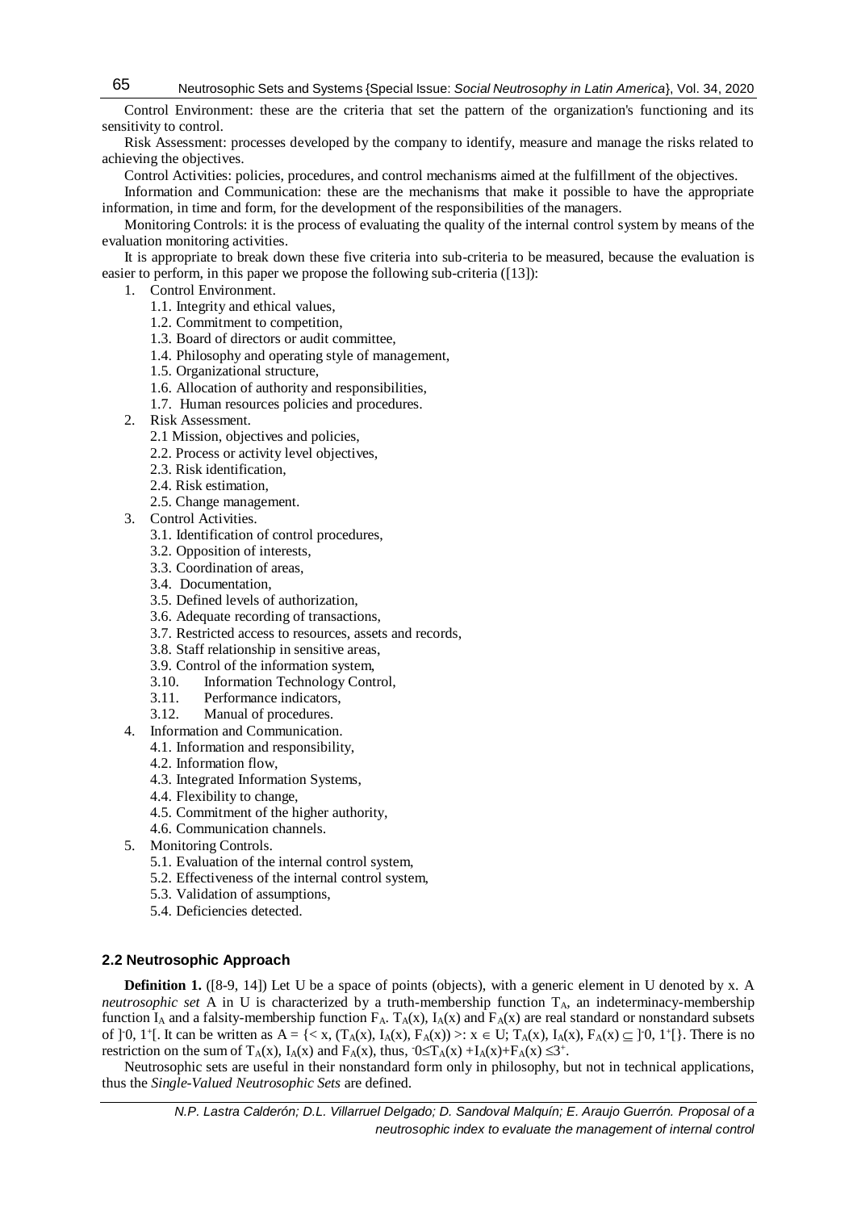Control Environment: these are the criteria that set the pattern of the organization's functioning and its sensitivity to control.

Risk Assessment: processes developed by the company to identify, measure and manage the risks related to achieving the objectives.

Control Activities: policies, procedures, and control mechanisms aimed at the fulfillment of the objectives.

Information and Communication: these are the mechanisms that make it possible to have the appropriate information, in time and form, for the development of the responsibilities of the managers.

Monitoring Controls: it is the process of evaluating the quality of the internal control system by means of the evaluation monitoring activities.

It is appropriate to break down these five criteria into sub-criteria to be measured, because the evaluation is easier to perform, in this paper we propose the following sub-criteria ([13]):

1. Control Environment.
   - 1.1. Integrity and ethical values,
   - 1.2. Commitment to competition,
   - 1.3. Board of directors or audit committee,
   - 1.4. Philosophy and operating style of management,
   - 1.5. Organizational structure,
   - 1.6. Allocation of authority and responsibilities,
   - 1.7. Human resources policies and procedures.
2. Risk Assessment.
   - 2.1 Mission, objectives and policies,
   - 2.2. Process or activity level objectives,
   - 2.3. Risk identification,
   - 2.4. Risk estimation,
   - 2.5. Change management.
3. Control Activities.
   - 3.1. Identification of control procedures,
   - 3.2. Opposition of interests,
   - 3.3. Coordination of areas,
   - 3.4. Documentation,
   - 3.5. Defined levels of authorization,
   - 3.6. Adequate recording of transactions,
   - 3.7. Restricted access to resources, assets and records,
   - 3.8. Staff relationship in sensitive areas,
   - 3.9. Control of the information system,
   - 3.10. Information Technology Control,
   - 3.11. Performance indicators,
   - 3.12. Manual of procedures.
4. Information and Communication.
   - 4.1. Information and responsibility,
   - 4.2. Information flow,
   - 4.3. Integrated Information Systems,
   - 4.4. Flexibility to change,
   - 4.5. Commitment of the higher authority,
   - 4.6. Communication channels.
5. Monitoring Controls.
   - 5.1. Evaluation of the internal control system,
   - 5.2. Effectiveness of the internal control system,
   - 5.3. Validation of assumptions,
   - 5.4. Deficiencies detected.

## 2.2 Neutrosophic Approach

**Definition 1.** ([8-9, 14]) Let U be a space of points (objects), with a generic element in U denoted by x. A *neutrosophic set* A in U is characterized by a truth-membership function $T_A$, an indeterminacy-membership function $I_A$ and a falsity-membership function $F_A$. $T_A(x)$, $I_A(x)$ and $F_A(x)$ are real standard or nonstandard subsets of $]^-0, 1^+[$. It can be written as $A = \{< x, (T_A(x), I_A(x), F_A(x)) >: x \in U; T_A(x), I_A(x), F_A(x) \subseteq ]^-0, 1^+[\}$. There is no restriction on the sum of $T_A(x)$, $I_A(x)$ and $F_A(x)$, thus, $^-0 \leq T_A(x) + I_A(x) + F_A(x) \leq 3^+$.

Neutrosophic sets are useful in their nonstandard form only in philosophy, but not in technical applications, thus the *Single-Valued Neutrosophic Sets* are defined.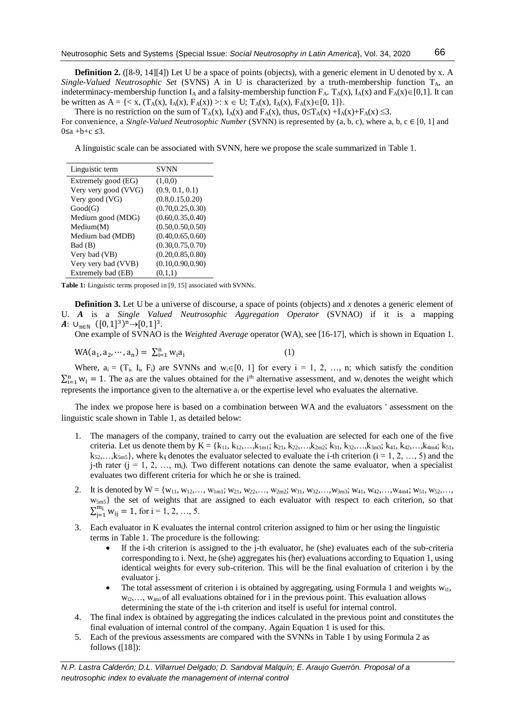**Definition 2.** ([8-9, 14][4]) Let U be a space of points (objects), with a generic element in U denoted by x. A *Single-Valued Neutrosophic Set* (SVNS) A in U is characterized by a truth-membership function $T_A$, an indeterminacy-membership function $I_A$ and a falsity-membership function $F_A$. $T_A(x)$, $I_A(x)$ and $F_A(x) \in [0,1]$. It can be written as $A = \{< x, (T_A(x), I_A(x), F_A(x)) >: x \in U; T_A(x), I_A(x), F_A(x) \in [0, 1]\}$.

There is no restriction on the sum of $T_A(x)$, $I_A(x)$ and $F_A(x)$, thus, $0 \leq T_A(x) + I_A(x) + F_A(x) \leq 3$.
For convenience, a *Single-Valued Neutrosophic Number* (SVNN) is represented by (a, b, c), where a, b, c $\in$ [0, 1] and $0 \leq a + b + c \leq 3$.

A linguistic scale can be associated with SVNN, here we propose the scale summarized in Table 1.

| Linguistic term | SVNN |
|---|---|
| Extremely good (EG) | (1,0,0) |
| Very very good (VVG) | (0.9, 0.1, 0.1) |
| Very good (VG) | (0.8,0.15,0.20) |
| Good(G) | (0.70,0.25,0.30) |
| Medium good (MDG) | (0.60,0.35,0.40) |
| Medium(M) | (0.50,0.50,0.50) |
| Medium bad (MDB) | (0.40,0.65,0.60) |
| Bad (B) | (0.30,0.75,0.70) |
| Very bad (VB) | (0.20,0.85,0.80) |
| Very very bad (VVB) | (0.10,0.90,0.90) |
| Extremely bad (EB) | (0,1,1) |

**Table 1:** Linguistic terms proposed in [9, 15] associated with SVNNs.

**Definition 3.** Let U be a universe of discourse, a space of points (objects) and *x* denotes a generic element of U. ***A*** is a *Single Valued Neutrosophic Aggregation Operator* (SVNAO) if it is a mapping $\boldsymbol{A}: \cup_{n \in \mathbb{N}} ([0,1]^3)^n \rightarrow [0,1]^3$.

One example of SVNAO is the *Weighted Average* operator (WA), see [16-17], which is shown in Equation 1.

$$\mathrm{WA}(a_1, a_2, \cdots, a_n) = \sum_{i=1}^{n} w_i a_i \tag{1}$$

Where, $a_i = (T_i, I_i, F_i)$ are SVNNs and $w_i \in [0, 1]$ for every i = 1, 2, …, n; which satisfy the condition $\sum_{i=1}^{n} w_i = 1$. The $a_i$s are the values obtained for the i[th] alternative assessment, and $w_i$ denotes the weight which represents the importance given to the alternative $a_i$ or the expertise level who evaluates the alternative.

The index we propose here is based on a combination between WA and the evaluators ' assessment on the linguistic scale shown in Table 1, as detailed below:

1. The managers of the company, trained to carry out the evaluation are selected for each one of the five criteria. Let us denote them by $K = \{k_{11}, k_{12}, \ldots, k_{1m1}; k_{21}, k_{22}, \ldots, k_{2m2}; k_{31}, k_{32}, \ldots, k_{3m3}; k_{41}, k_{42}, \ldots, k_{4m4}; k_{51}, k_{52}, \ldots, k_{5m5}\}$, where $k_{ij}$ denotes the evaluator selected to evaluate the i-th criterion (i = 1, 2, …, 5) and the j-th rater (j = 1, 2, …, $m_i$). Two different notations can denote the same evaluator, when a specialist evaluates two different criteria for which he or she is trained.
2. It is denoted by $W = \{w_{11}, w_{12}, \ldots, w_{1m1}; w_{21}, w_{22}, \ldots, w_{2m2}; w_{31}, w_{32}, \ldots, w_{3m3}; w_{41}, w_{42}, \ldots, w_{4m4}; w_{51}, w_{52}, \ldots, w_{5m5}\}$ the set of weights that are assigned to each evaluator with respect to each criterion, so that $\sum_{j=1}^{m_i} w_{ij} = 1$, for i = 1, 2, …, 5.
3. Each evaluator in K evaluates the internal control criterion assigned to him or her using the linguistic terms in Table 1. The procedure is the following:
   - If the i-th criterion is assigned to the j-th evaluator, he (she) evaluates each of the sub-criteria corresponding to i. Next, he (she) aggregates his (her) evaluations according to Equation 1, using identical weights for every sub-criterion. This will be the final evaluation of criterion i by the evaluator j.
   - The total assessment of criterion i is obtained by aggregating, using Formula 1 and weights $w_{i1}$, $w_{i2}, \ldots, w_{imi}$ of all evaluations obtained for i in the previous point. This evaluation allows determining the state of the i-th criterion and itself is useful for internal control.
4. The final index is obtained by aggregating the indices calculated in the previous point and constitutes the final evaluation of internal control of the company. Again Equation 1 is used for this.
5. Each of the previous assessments are compared with the SVNNs in Table 1 by using Formula 2 as follows ([18]):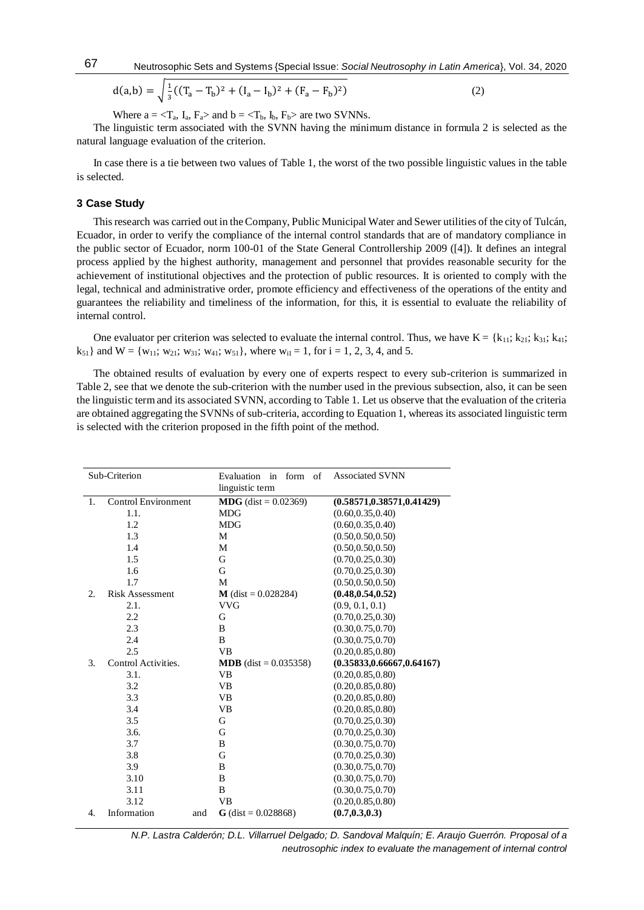$$d(a,b) = \sqrt{\frac{1}{3}\left((T_a - T_b)^2 + (I_a - I_b)^2 + (F_a - F_b)^2\right)} \qquad (2)$$

Where $a = \langle T_a, I_a, F_a \rangle$ and $b = \langle T_b, I_b, F_b \rangle$ are two SVNNs.

The linguistic term associated with the SVNN having the minimum distance in formula 2 is selected as the natural language evaluation of the criterion.

In case there is a tie between two values of Table 1, the worst of the two possible linguistic values in the table is selected.

## 3 Case Study

This research was carried out in the Company, Public Municipal Water and Sewer utilities of the city of Tulcán, Ecuador, in order to verify the compliance of the internal control standards that are of mandatory compliance in the public sector of Ecuador, norm 100-01 of the State General Controllership 2009 ([4]). It defines an integral process applied by the highest authority, management and personnel that provides reasonable security for the achievement of institutional objectives and the protection of public resources. It is oriented to comply with the legal, technical and administrative order, promote efficiency and effectiveness of the operations of the entity and guarantees the reliability and timeliness of the information, for this, it is essential to evaluate the reliability of internal control.

One evaluator per criterion was selected to evaluate the internal control. Thus, we have $K = \{k_{11}; k_{21}; k_{31}; k_{41}; k_{51}\}$ and $W = \{w_{11}; w_{21}; w_{31}; w_{41}; w_{51}\}$, where $w_{i1} = 1$, for i = 1, 2, 3, 4, and 5.

The obtained results of evaluation by every one of experts respect to every sub-criterion is summarized in Table 2, see that we denote the sub-criterion with the number used in the previous subsection, also, it can be seen the linguistic term and its associated SVNN, according to Table 1. Let us observe that the evaluation of the criteria are obtained aggregating the SVNNs of sub-criteria, according to Equation 1, whereas its associated linguistic term is selected with the criterion proposed in the fifth point of the method.

| Sub-Criterion | Evaluation in form of linguistic term | Associated SVNN |
|---|---|---|
| 1. Control Environment | **MDG** (dist = 0.02369) | **(0.58571,0.38571,0.41429)** |
| 1.1. | MDG | (0.60,0.35,0.40) |
| 1.2 | MDG | (0.60,0.35,0.40) |
| 1.3 | M | (0.50,0.50,0.50) |
| 1.4 | M | (0.50,0.50,0.50) |
| 1.5 | G | (0.70,0.25,0.30) |
| 1.6 | G | (0.70,0.25,0.30) |
| 1.7 | M | (0.50,0.50,0.50) |
| 2. Risk Assessment | **M** (dist = 0.028284) | **(0.48,0.54,0.52)** |
| 2.1. | VVG | (0.9, 0.1, 0.1) |
| 2.2 | G | (0.70,0.25,0.30) |
| 2.3 | B | (0.30,0.75,0.70) |
| 2.4 | B | (0.30,0.75,0.70) |
| 2.5 | VB | (0.20,0.85,0.80) |
| 3. Control Activities. | **MDB** (dist = 0.035358) | **(0.35833,0.66667,0.64167)** |
| 3.1. | VB | (0.20,0.85,0.80) |
| 3.2 | VB | (0.20,0.85,0.80) |
| 3.3 | VB | (0.20,0.85,0.80) |
| 3.4 | VB | (0.20,0.85,0.80) |
| 3.5 | G | (0.70,0.25,0.30) |
| 3.6. | G | (0.70,0.25,0.30) |
| 3.7 | B | (0.30,0.75,0.70) |
| 3.8 | G | (0.70,0.25,0.30) |
| 3.9 | B | (0.30,0.75,0.70) |
| 3.10 | B | (0.30,0.75,0.70) |
| 3.11 | B | (0.30,0.75,0.70) |
| 3.12 | VB | (0.20,0.85,0.80) |
| 4. Information and | **G** (dist = 0.028868) | **(0.7,0.3,0.3)** |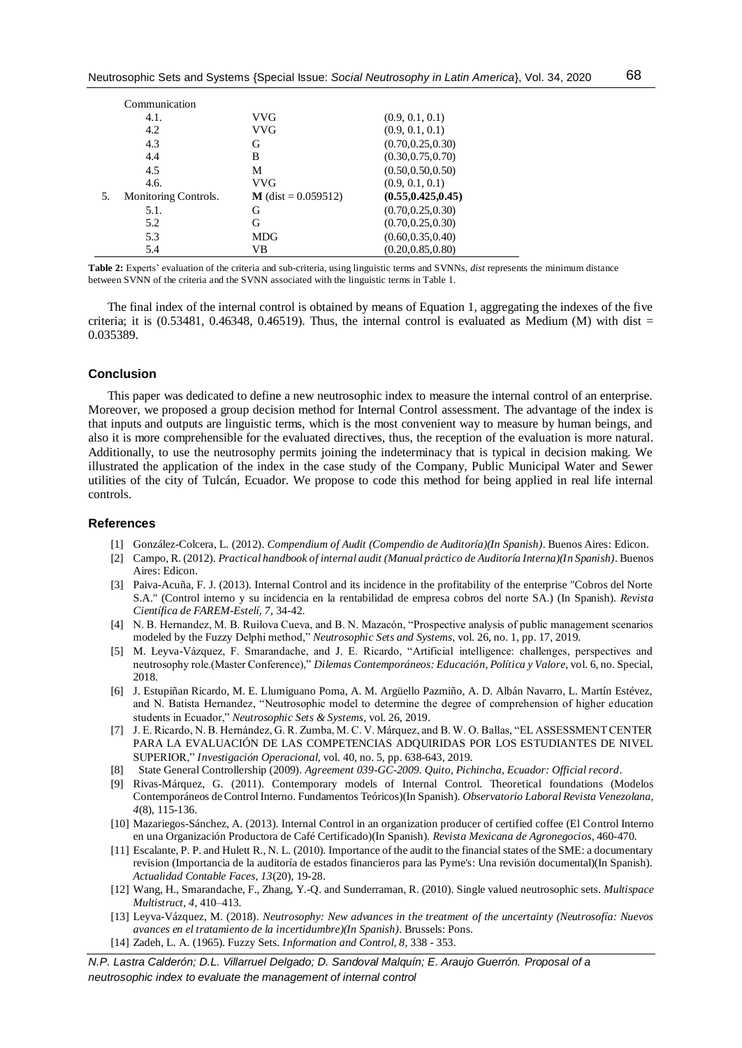| | | | |
|---|---|---|---|
| | Communication | | |
| | 4.1. | VVG | (0.9, 0.1, 0.1) |
| | 4.2 | VVG | (0.9, 0.1, 0.1) |
| | 4.3 | G | (0.70,0.25,0.30) |
| | 4.4 | B | (0.30,0.75,0.70) |
| | 4.5 | M | (0.50,0.50,0.50) |
| | 4.6. | VVG | (0.9, 0.1, 0.1) |
| 5. | Monitoring Controls. | **M** (dist = 0.059512) | **(0.55,0.425,0.45)** |
| | 5.1. | G | (0.70,0.25,0.30) |
| | 5.2 | G | (0.70,0.25,0.30) |
| | 5.3 | MDG | (0.60,0.35,0.40) |
| | 5.4 | VB | (0.20,0.85,0.80) |

**Table 2:** Experts' evaluation of the criteria and sub-criteria, using linguistic terms and SVNNs, *dist* represents the minimum distance between SVNN of the criteria and the SVNN associated with the linguistic terms in Table 1.

The final index of the internal control is obtained by means of Equation 1, aggregating the indexes of the five criteria; it is (0.53481, 0.46348, 0.46519). Thus, the internal control is evaluated as Medium (M) with dist = 0.035389.

## Conclusion

This paper was dedicated to define a new neutrosophic index to measure the internal control of an enterprise. Moreover, we proposed a group decision method for Internal Control assessment. The advantage of the index is that inputs and outputs are linguistic terms, which is the most convenient way to measure by human beings, and also it is more comprehensible for the evaluated directives, thus, the reception of the evaluation is more natural. Additionally, to use the neutrosophy permits joining the indeterminacy that is typical in decision making. We illustrated the application of the index in the case study of the Company, Public Municipal Water and Sewer utilities of the city of Tulcán, Ecuador. We propose to code this method for being applied in real life internal controls.

## References

[1] González-Colcera, L. (2012). *Compendium of Audit (Compendio de Auditoría)(In Spanish)*. Buenos Aires: Edicon.

[2] Campo, R. (2012). *Practical handbook of internal audit (Manual práctico de Auditoría Interna)(In Spanish)*. Buenos Aires: Edicon.

[3] Paiva-Acuña, F. J. (2013). Internal Control and its incidence in the profitability of the enterprise "Cobros del Norte S.A." (Control interno y su incidencia en la rentabilidad de empresa cobros del norte SA.) (In Spanish). *Revista Científica de FAREM-Estelí, 7*, 34-42.

[4] N. B. Hernandez, M. B. Ruilova Cueva, and B. N. Mazacón, "Prospective analysis of public management scenarios modeled by the Fuzzy Delphi method," *Neutrosophic Sets and Systems*, vol. 26, no. 1, pp. 17, 2019.

[5] M. Leyva-Vázquez, F. Smarandache, and J. E. Ricardo, "Artificial intelligence: challenges, perspectives and neutrosophy role.(Master Conference)," *Dilemas Contemporáneos: Educación, Política y Valore*, vol. 6, no. Special, 2018.

[6] J. Estupiñan Ricardo, M. E. Llumiguano Poma, A. M. Argüello Pazmiño, A. D. Albán Navarro, L. Martín Estévez, and N. Batista Hernandez, "Neutrosophic model to determine the degree of comprehension of higher education students in Ecuador," *Neutrosophic Sets & Systems*, vol. 26, 2019.

[7] J. E. Ricardo, N. B. Hernández, G. R. Zumba, M. C. V. Márquez, and B. W. O. Ballas, "EL ASSESSMENT CENTER PARA LA EVALUACIÓN DE LAS COMPETENCIAS ADQUIRIDAS POR LOS ESTUDIANTES DE NIVEL SUPERIOR," *Investigación Operacional*, vol. 40, no. 5, pp. 638-643, 2019.

[8] State General Controllership (2009). *Agreement 039-GC-2009. Quito, Pichincha, Ecuador: Official record*.

[9] Rivas-Márquez, G. (2011). Contemporary models of Internal Control. Theoretical foundations (Modelos Contemporáneos de Control Interno. Fundamentos Teóricos)(In Spanish). *Observatorio Laboral Revista Venezolana, 4*(8), 115-136.

[10] Mazariegos-Sánchez, A. (2013). Internal Control in an organization producer of certified coffee (El Control Interno en una Organización Productora de Café Certificado)(In Spanish). *Revista Mexicana de Agronegocios*, 460-470.

[11] Escalante, P. P. and Hulett R., N. L. (2010). Importance of the audit to the financial states of the SME: a documentary revision (Importancia de la auditoría de estados financieros para las Pyme's: Una revisión documental)(In Spanish). *Actualidad Contable Faces, 13*(20), 19-28.

[12] Wang, H., Smarandache, F., Zhang, Y.-Q. and Sunderraman, R. (2010). Single valued neutrosophic sets. *Multispace Multistruct, 4*, 410–413.

[13] Leyva-Vázquez, M. (2018). *Neutrosophy: New advances in the treatment of the uncertainty (Neutrosofía: Nuevos avances en el tratamiento de la incertidumbre)(In Spanish)*. Brussels: Pons.

[14] Zadeh, L. A. (1965). Fuzzy Sets. *Information and Control, 8*, 338 - 353.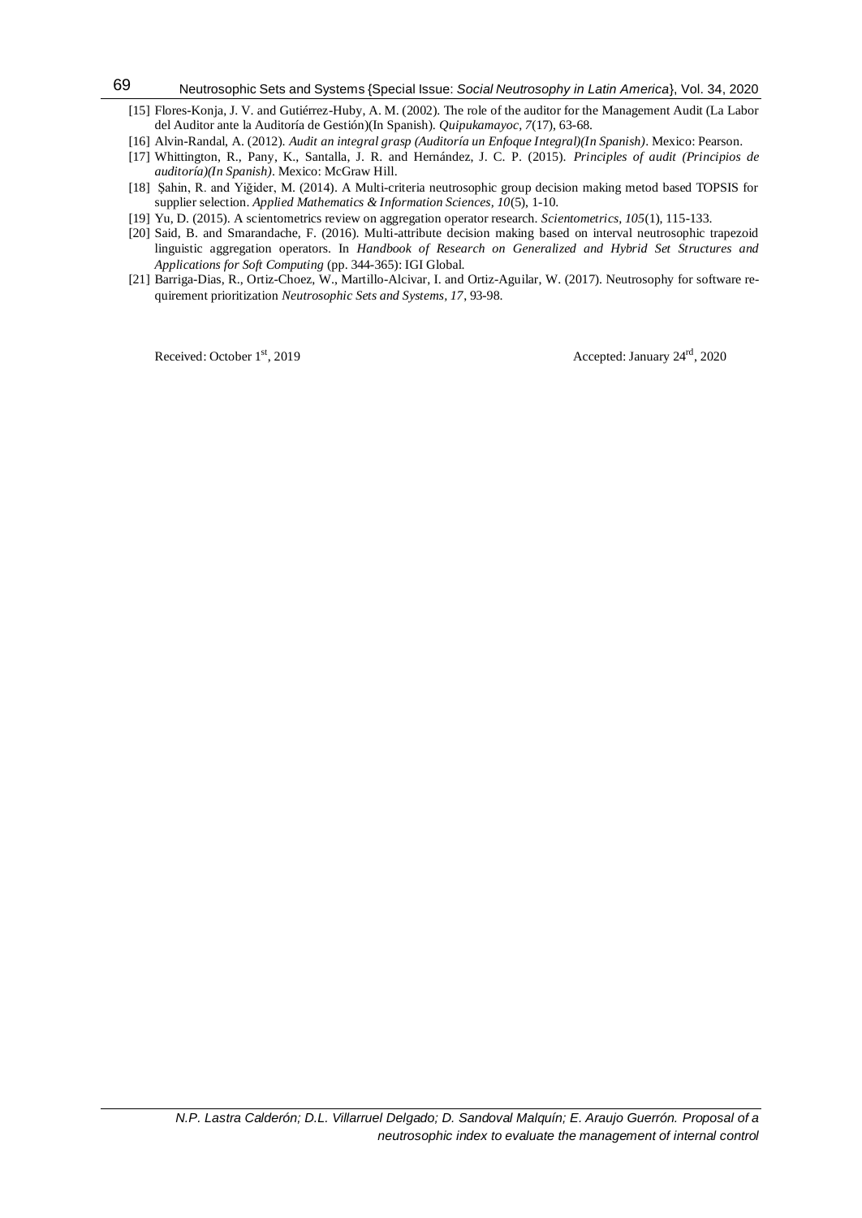[15] Flores-Konja, J. V. and Gutiérrez-Huby, A. M. (2002). The role of the auditor for the Management Audit (La Labor del Auditor ante la Auditoría de Gestión)(In Spanish). *Quipukamayoc, 7*(17), 63-68.

[16] Alvin-Randal, A. (2012). *Audit an integral grasp (Auditoría un Enfoque Integral)(In Spanish)*. Mexico: Pearson.

[17] Whittington, R., Pany, K., Santalla, J. R. and Hernández, J. C. P. (2015). *Principles of audit (Principios de auditoría)(In Spanish)*. Mexico: McGraw Hill.

[18] Şahin, R. and Yiğider, M. (2014). A Multi-criteria neutrosophic group decision making metod based TOPSIS for supplier selection. *Applied Mathematics & Information Sciences, 10*(5), 1-10.

[19] Yu, D. (2015). A scientometrics review on aggregation operator research. *Scientometrics, 105*(1), 115-133.

[20] Said, B. and Smarandache, F. (2016). Multi-attribute decision making based on interval neutrosophic trapezoid linguistic aggregation operators. In *Handbook of Research on Generalized and Hybrid Set Structures and Applications for Soft Computing* (pp. 344-365): IGI Global.

[21] Barriga-Dias, R., Ortiz-Choez, W., Martillo-Alcivar, I. and Ortiz-Aguilar, W. (2017). Neutrosophy for software requirement prioritization *Neutrosophic Sets and Systems, 17*, 93-98.

Received: October 1st, 2019 Accepted: January 24rd, 2020